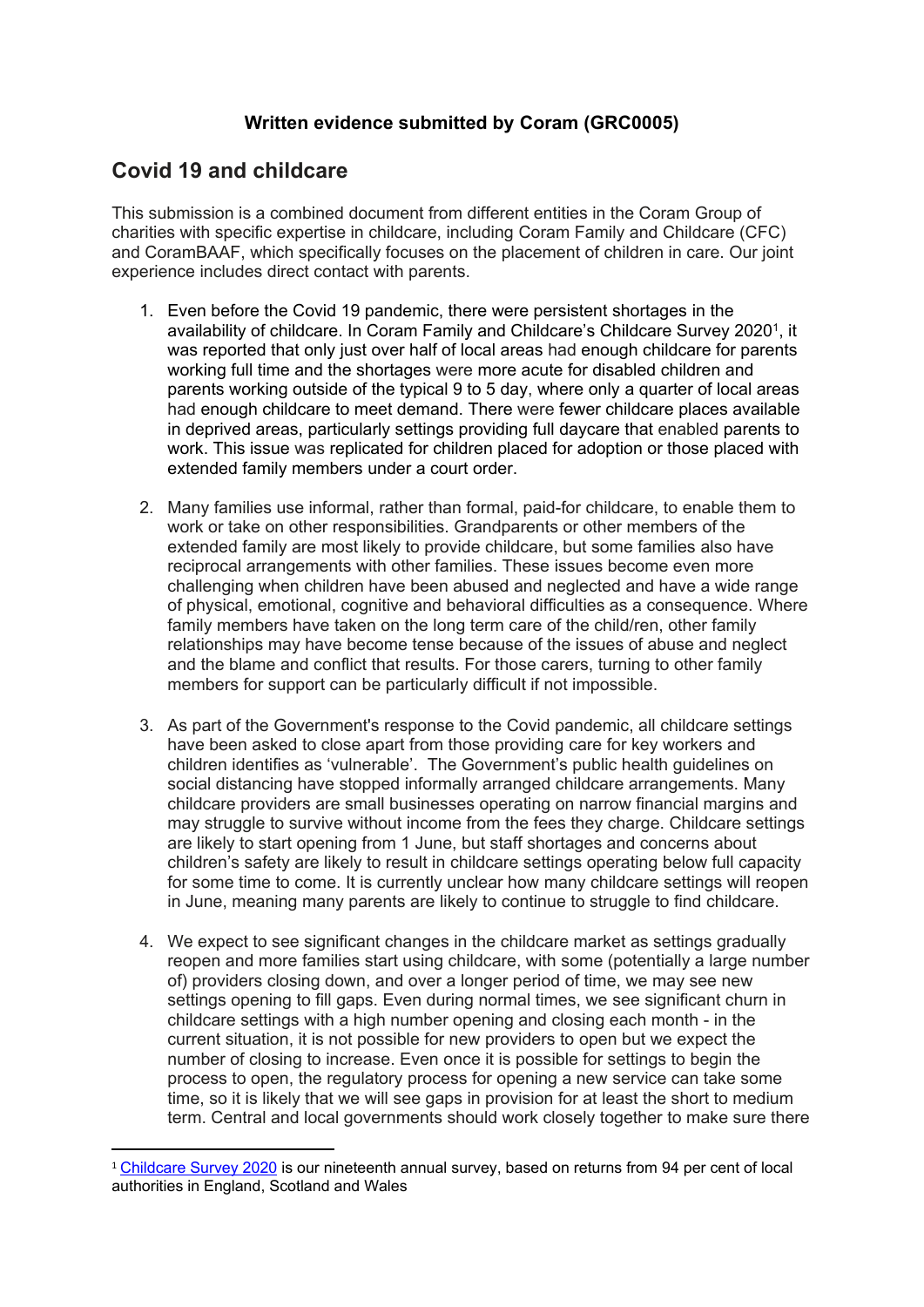**Written evidence submitted by Coram (GRC0005)**

## Covid 19 and childcare

This submission is a combined document from different entities in the Coram Group of charities with specific expertise in childcare, including Coram Family and Childcare (CFC) and CoramBAAF, which specifically focuses on the placement of children in care. Our joint experience includes direct contact with parents.

1. Even before the Covid 19 pandemic, there were persistent shortages in the availability of childcare. In Coram Family and Childcare's Childcare Survey 2020[1], it was reported that only just over half of local areas had enough childcare for parents working full time and the shortages were more acute for disabled children and parents working outside of the typical 9 to 5 day, where only a quarter of local areas had enough childcare to meet demand. There were fewer childcare places available in deprived areas, particularly settings providing full daycare that enabled parents to work. This issue was replicated for children placed for adoption or those placed with extended family members under a court order.

2. Many families use informal, rather than formal, paid-for childcare, to enable them to work or take on other responsibilities. Grandparents or other members of the extended family are most likely to provide childcare, but some families also have reciprocal arrangements with other families. These issues become even more challenging when children have been abused and neglected and have a wide range of physical, emotional, cognitive and behavioral difficulties as a consequence. Where family members have taken on the long term care of the child/ren, other family relationships may have become tense because of the issues of abuse and neglect and the blame and conflict that results. For those carers, turning to other family members for support can be particularly difficult if not impossible.

3. As part of the Government's response to the Covid pandemic, all childcare settings have been asked to close apart from those providing care for key workers and children identifies as 'vulnerable'. The Government's public health guidelines on social distancing have stopped informally arranged childcare arrangements. Many childcare providers are small businesses operating on narrow financial margins and may struggle to survive without income from the fees they charge. Childcare settings are likely to start opening from 1 June, but staff shortages and concerns about children's safety are likely to result in childcare settings operating below full capacity for some time to come. It is currently unclear how many childcare settings will reopen in June, meaning many parents are likely to continue to struggle to find childcare.

4. We expect to see significant changes in the childcare market as settings gradually reopen and more families start using childcare, with some (potentially a large number of) providers closing down, and over a longer period of time, we may see new settings opening to fill gaps. Even during normal times, we see significant churn in childcare settings with a high number opening and closing each month - in the current situation, it is not possible for new providers to open but we expect the number of closing to increase. Even once it is possible for settings to begin the process to open, the regulatory process for opening a new service can take some time, so it is likely that we will see gaps in provision for at least the short to medium term. Central and local governments should work closely together to make sure there

[1] Childcare Survey 2020 is our nineteenth annual survey, based on returns from 94 per cent of local authorities in England, Scotland and Wales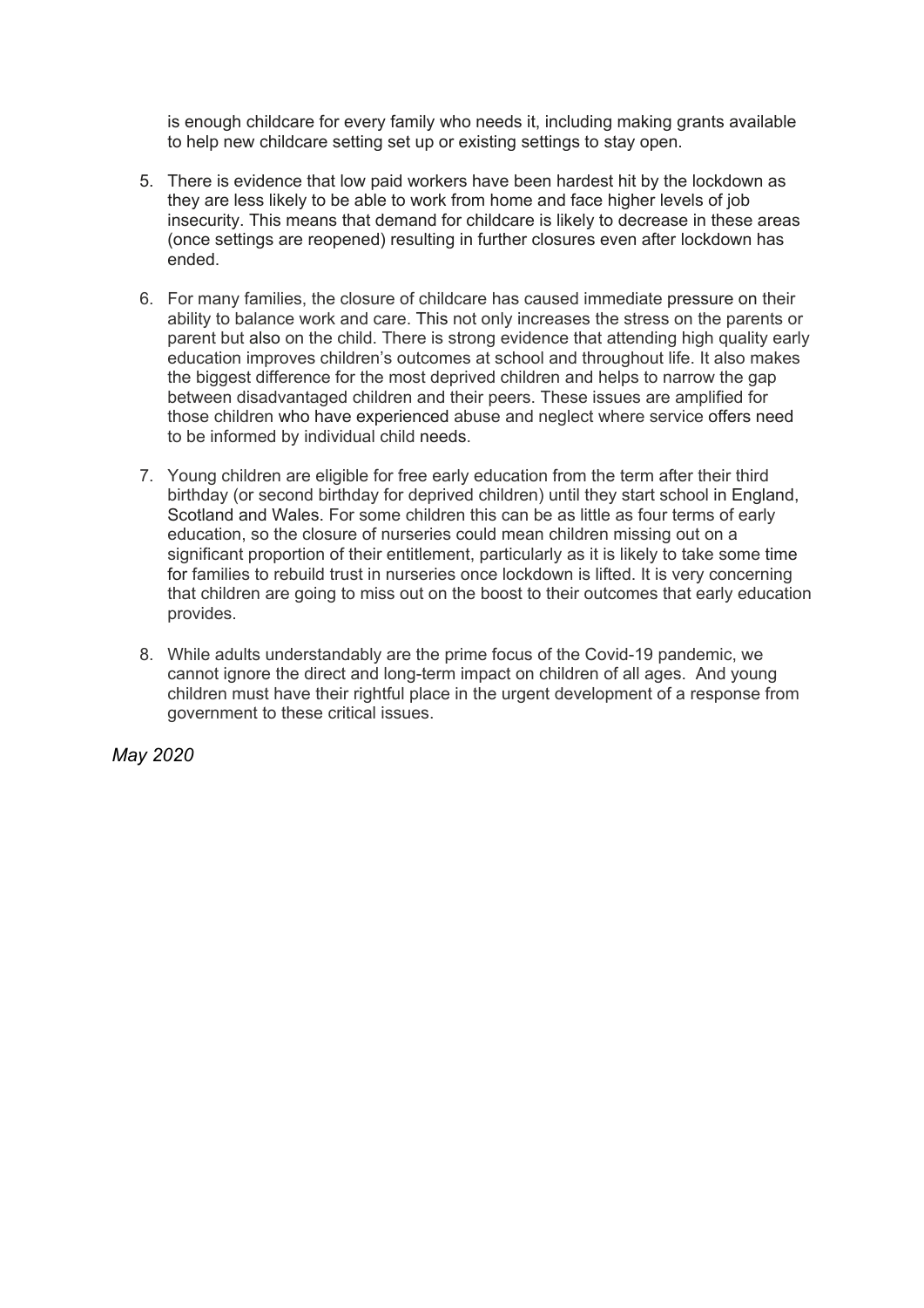is enough childcare for every family who needs it, including making grants available to help new childcare setting set up or existing settings to stay open.

5. There is evidence that low paid workers have been hardest hit by the lockdown as they are less likely to be able to work from home and face higher levels of job insecurity. This means that demand for childcare is likely to decrease in these areas (once settings are reopened) resulting in further closures even after lockdown has ended.

6. For many families, the closure of childcare has caused immediate pressure on their ability to balance work and care. This not only increases the stress on the parents or parent but also on the child. There is strong evidence that attending high quality early education improves children's outcomes at school and throughout life. It also makes the biggest difference for the most deprived children and helps to narrow the gap between disadvantaged children and their peers. These issues are amplified for those children who have experienced abuse and neglect where service offers need to be informed by individual child needs.

7. Young children are eligible for free early education from the term after their third birthday (or second birthday for deprived children) until they start school in England, Scotland and Wales. For some children this can be as little as four terms of early education, so the closure of nurseries could mean children missing out on a significant proportion of their entitlement, particularly as it is likely to take some time for families to rebuild trust in nurseries once lockdown is lifted. It is very concerning that children are going to miss out on the boost to their outcomes that early education provides.

8. While adults understandably are the prime focus of the Covid-19 pandemic, we cannot ignore the direct and long-term impact on children of all ages. And young children must have their rightful place in the urgent development of a response from government to these critical issues.

*May 2020*